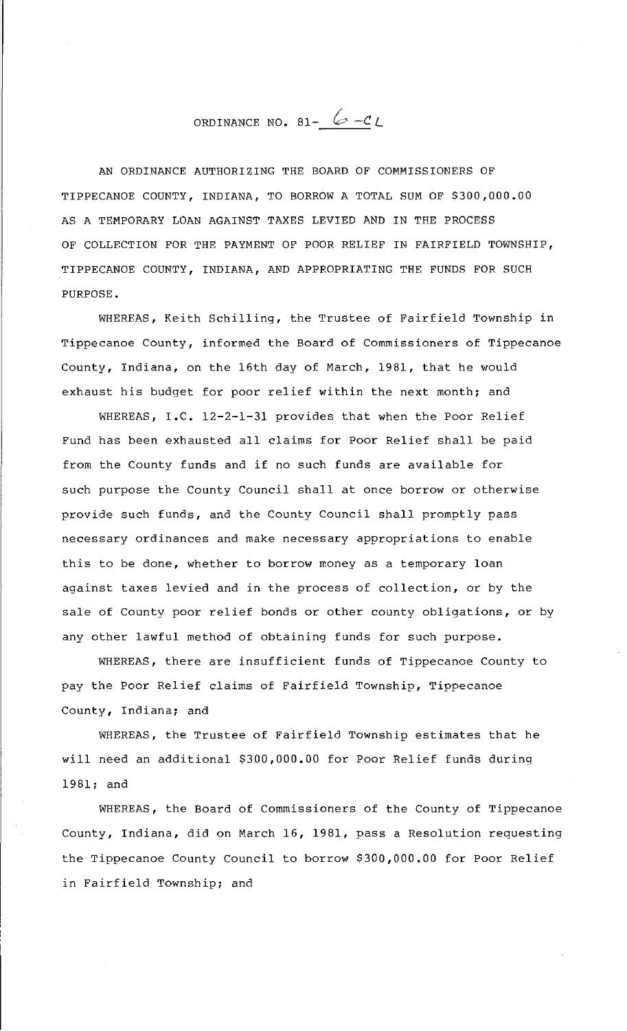# ORDINANCE NO. 81- 6-CL

AN ORDINANCE AUTHORIZING THE BOARD OF COMMISSIONERS OF TIPPECANOE COUNTY, INDIANA, TO BORROW A TOTAL SUM OF $300,000.00 AS A TEMPORARY LOAN AGAINST TAXES LEVIED AND IN THE PROCESS OF COLLECTION FOR THE PAYMENT OF POOR RELIEF IN FAIRFIELD TOWNSHIP, TIPPECANOE COUNTY, INDIANA, AND APPROPRIATING THE FUNDS FOR SUCH PURPOSE.

WHEREAS, Keith Schilling, the Trustee of Fairfield Township in Tippecanoe County, informed the Board of Commissioners of Tippecanoe County, Indiana, on the 16th day of March, 1981, that he would exhaust his budget for poor relief within the next month; and

WHEREAS, I.C. 12-2-1-31 provides that when the Poor Relief Fund has been exhausted all claims for Poor Relief shall be paid from the County funds and if no such funds are available for such purpose the County Council shall at once borrow or otherwise provide such funds, and the County Council shall promptly pass necessary ordinances and make necessary appropriations to enable this to be done, whether to borrow money as a temporary loan against taxes levied and in the process of collection, or by the sale of County poor relief bonds or other county obligations, or by any other lawful method of obtaining funds for such purpose.

WHEREAS, there are insufficient funds of Tippecanoe County to pay the Poor Relief claims of Fairfield Township, Tippecanoe County, Indiana; and

WHEREAS, the Trustee of Fairfield Township estimates that he will need an additional $300,000.00 for Poor Relief funds during 1981; and

WHEREAS, the Board of Commissioners of the County of Tippecanoe County, Indiana, did on March 16, 1981, pass a Resolution requesting the Tippecanoe County Council to borrow $300,000.00 for Poor Relief in Fairfield Township; and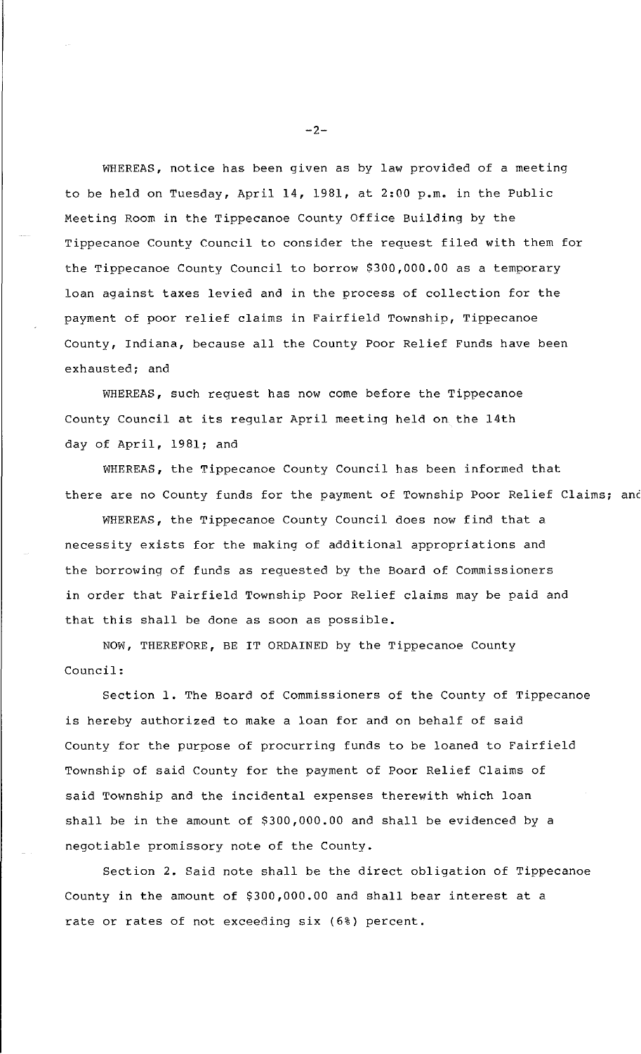WHEREAS, notice has been given as by law provided of a meeting to be held on Tuesday, April 14, 1981, at 2:00 p.m. in the Public Meeting Room in the Tippecanoe County Office Building by the Tippecanoe County Council to consider the request filed with them for the Tippecanoe County Council to borrow $300,000.00 as a temporary loan against taxes levied and in the process of collection for the payment of poor relief claims in Fairfield Township, Tippecanoe County, Indiana, because all the County Poor Relief Funds have been exhausted; and

WHEREAS, such request has now come before the Tippecanoe County Council at its regular April meeting held on the 14th day of April, 1981; and

WHEREAS, the Tippecanoe County Council has been informed that there are no County funds for the payment of Township Poor Relief Claims; and

WHEREAS, the Tippecanoe County Council does now find that a necessity exists for the making of additional appropriations and the borrowing of funds as requested by the Board of Commissioners in order that Fairfield Township Poor Relief claims may be paid and that this shall be done as soon as possible.

NOW, THEREFORE, BE IT ORDAINED by the Tippecanoe County Council:

Section 1. The Board of Commissioners of the County of Tippecanoe is hereby authorized to make a loan for and on behalf of said County for the purpose of procurring funds to be loaned to Fairfield Township of said County for the payment of Poor Relief Claims of said Township and the incidental expenses therewith which loan shall be in the amount of $300,000.00 and shall be evidenced by a negotiable promissory note of the County.

Section 2. Said note shall be the direct obligation of Tippecanoe County in the amount of $300,000.00 and shall bear interest at a rate or rates of not exceeding six (6%) percent.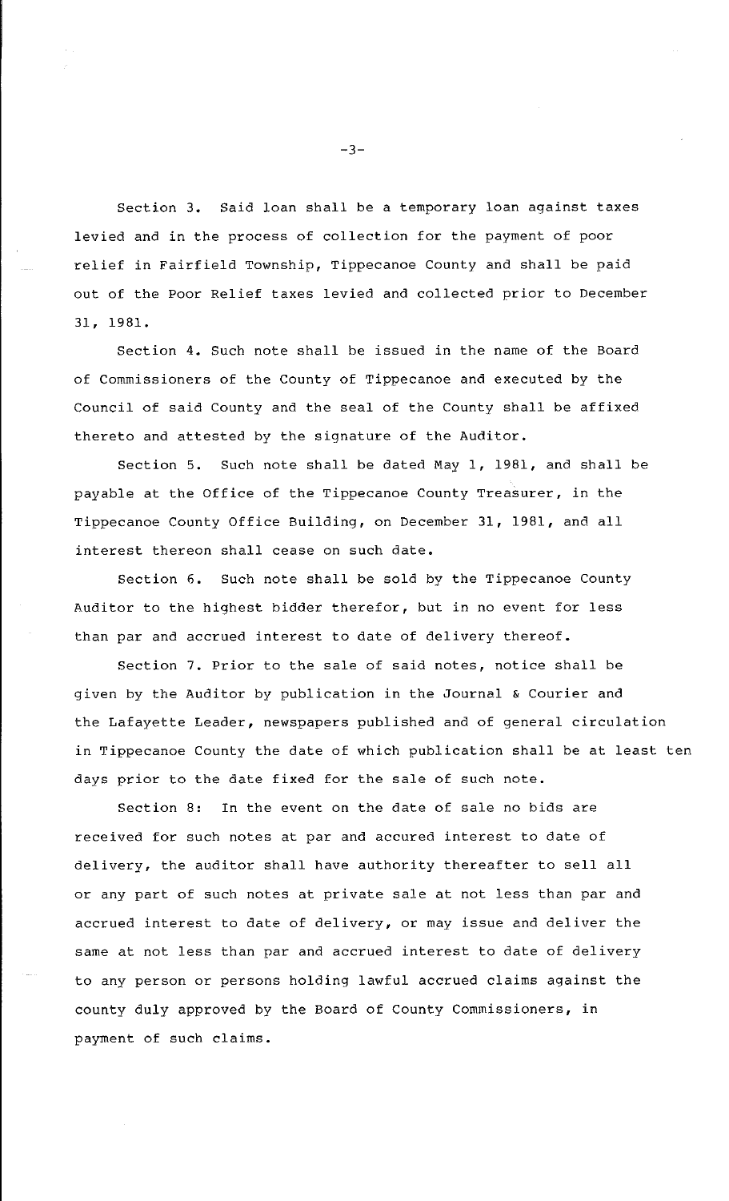Section 3. Said loan shall be a temporary loan against taxes levied and in the process of collection for the payment of poor relief in Fairfield Township, Tippecanoe County and shall be paid out of the Poor Relief taxes levied and collected prior to December 31, 1981.

Section 4. Such note shall be issued in the name of the Board of Commissioners of the County of Tippecanoe and executed by the Council of said County and the seal of the County shall be affixed thereto and attested by the signature of the Auditor.

Section 5. Such note shall be dated May 1, 1981, and shall be payable at the Office of the Tippecanoe County Treasurer, in the Tippecanoe County Office Building, on December 31, 1981, and all interest thereon shall cease on such date.

Section 6. Such note shall be sold by the Tippecanoe County Auditor to the highest bidder therefor, but in no event for less than par and accrued interest to date of delivery thereof.

Section 7. Prior to the sale of said notes, notice shall be given by the Auditor by publication in the Journal & Courier and the Lafayette Leader, newspapers published and of general circulation in Tippecanoe County the date of which publication shall be at least ten days prior to the date fixed for the sale of such note.

Section 8: In the event on the date of sale no bids are received for such notes at par and accured interest to date of delivery, the auditor shall have authority thereafter to sell all or any part of such notes at private sale at not less than par and accrued interest to date of delivery, or may issue and deliver the same at not less than par and accrued interest to date of delivery to any person or persons holding lawful accrued claims against the county duly approved by the Board of County Commissioners, in payment of such claims.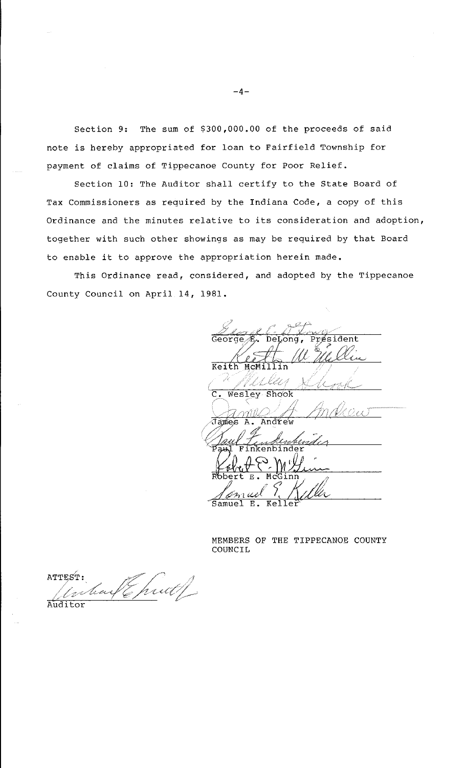Section 9: The sum of $300,000.00 of the proceeds of said note is hereby appropriated for loan to Fairfield Township for payment of claims of Tippecanoe County for Poor Relief.

Section 10: The Auditor shall certify to the State Board of Tax Commissioners as required by the Indiana Code, a copy of this Ordinance and the minutes relative to its consideration and adoption, together with such other showings as may be required by that Board to enable it to approve the appropriation herein made.

This Ordinance read, considered, and adopted by the Tippecanoe County Council on April 14, 1981.

George E. DeLong, President

Keith McMillin

C. Wesley Shook

James A. Andrew

Paul Finkenbinder

Robert E. McGinn

Samuel E. Keller

MEMBERS OF THE TIPPECANOE COUNTY COUNCIL

ATTEST:

Auditor